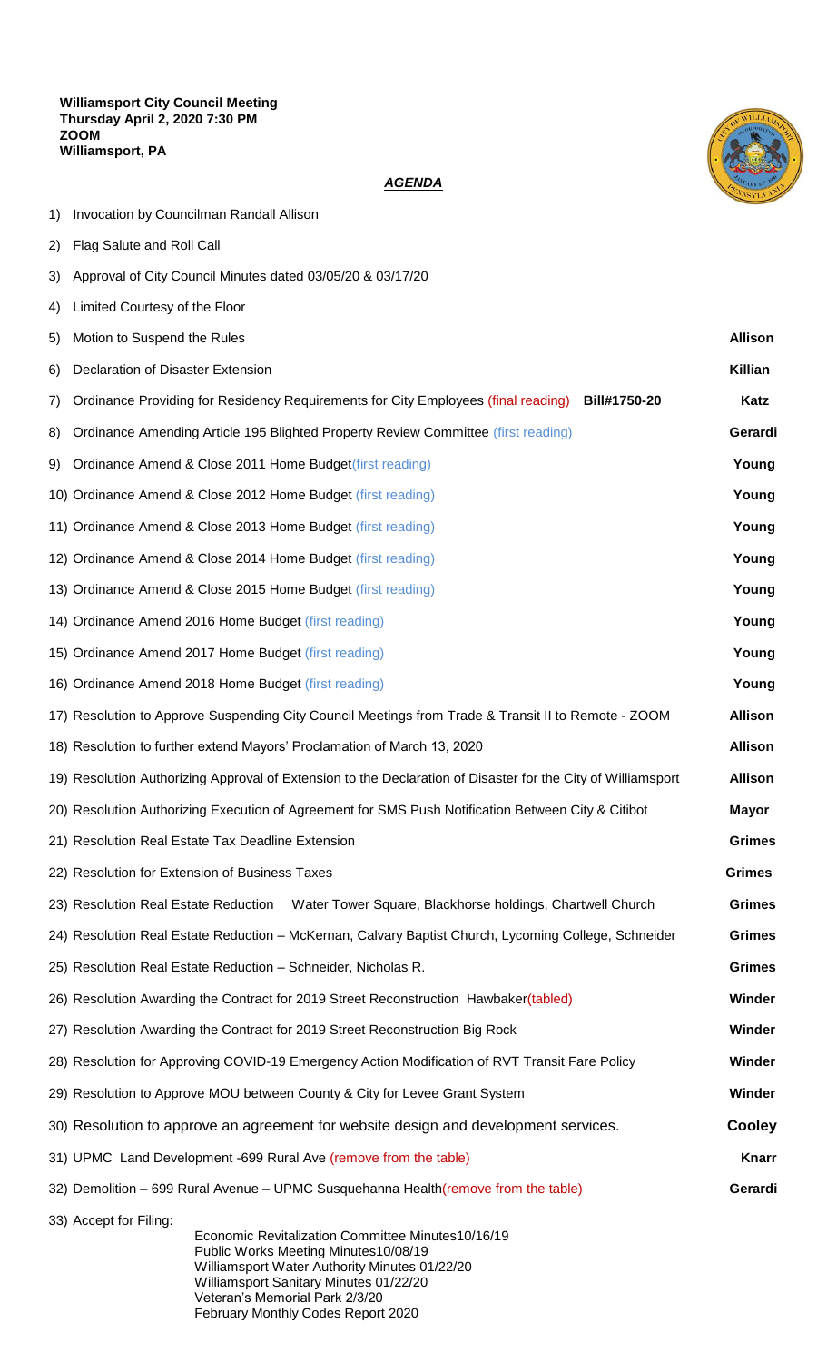**Williamsport City Council Meeting**
**Thursday April 2, 2020 7:30 PM**
**ZOOM**
**Williamsport, PA**

***AGENDA***

1) Invocation by Councilman Randall Allison
2) Flag Salute and Roll Call
3) Approval of City Council Minutes dated 03/05/20 & 03/17/20
4) Limited Courtesy of the Floor
5) Motion to Suspend the Rules — **Allison**
6) Declaration of Disaster Extension — **Killian**
7) Ordinance Providing for Residency Requirements for City Employees (final reading) **Bill#1750-20** — **Katz**
8) Ordinance Amending Article 195 Blighted Property Review Committee (first reading) — **Gerardi**
9) Ordinance Amend & Close 2011 Home Budget(first reading) — **Young**
10) Ordinance Amend & Close 2012 Home Budget (first reading) — **Young**
11) Ordinance Amend & Close 2013 Home Budget (first reading) — **Young**
12) Ordinance Amend & Close 2014 Home Budget (first reading) — **Young**
13) Ordinance Amend & Close 2015 Home Budget (first reading) — **Young**
14) Ordinance Amend 2016 Home Budget (first reading) — **Young**
15) Ordinance Amend 2017 Home Budget (first reading) — **Young**
16) Ordinance Amend 2018 Home Budget (first reading) — **Young**
17) Resolution to Approve Suspending City Council Meetings from Trade & Transit II to Remote - ZOOM — **Allison**
18) Resolution to further extend Mayors' Proclamation of March 13, 2020 — **Allison**
19) Resolution Authorizing Approval of Extension to the Declaration of Disaster for the City of Williamsport — **Allison**
20) Resolution Authorizing Execution of Agreement for SMS Push Notification Between City & Citibot — **Mayor**
21) Resolution Real Estate Tax Deadline Extension — **Grimes**
22) Resolution for Extension of Business Taxes — **Grimes**
23) Resolution Real Estate Reduction Water Tower Square, Blackhorse holdings, Chartwell Church — **Grimes**
24) Resolution Real Estate Reduction – McKernan, Calvary Baptist Church, Lycoming College, Schneider — **Grimes**
25) Resolution Real Estate Reduction – Schneider, Nicholas R. — **Grimes**
26) Resolution Awarding the Contract for 2019 Street Reconstruction Hawbaker(tabled) — **Winder**
27) Resolution Awarding the Contract for 2019 Street Reconstruction Big Rock — **Winder**
28) Resolution for Approving COVID-19 Emergency Action Modification of RVT Transit Fare Policy — **Winder**
29) Resolution to Approve MOU between County & City for Levee Grant System — **Winder**
30) Resolution to approve an agreement for website design and development services. — **Cooley**
31) UPMC Land Development -699 Rural Ave (remove from the table) — **Knarr**
32) Demolition – 699 Rural Avenue – UPMC Susquehanna Health(remove from the table) — **Gerardi**
33) Accept for Filing:
    - Economic Revitalization Committee Minutes10/16/19
    - Public Works Meeting Minutes10/08/19
    - Williamsport Water Authority Minutes 01/22/20
    - Williamsport Sanitary Minutes 01/22/20
    - Veteran's Memorial Park 2/3/20
    - February Monthly Codes Report 2020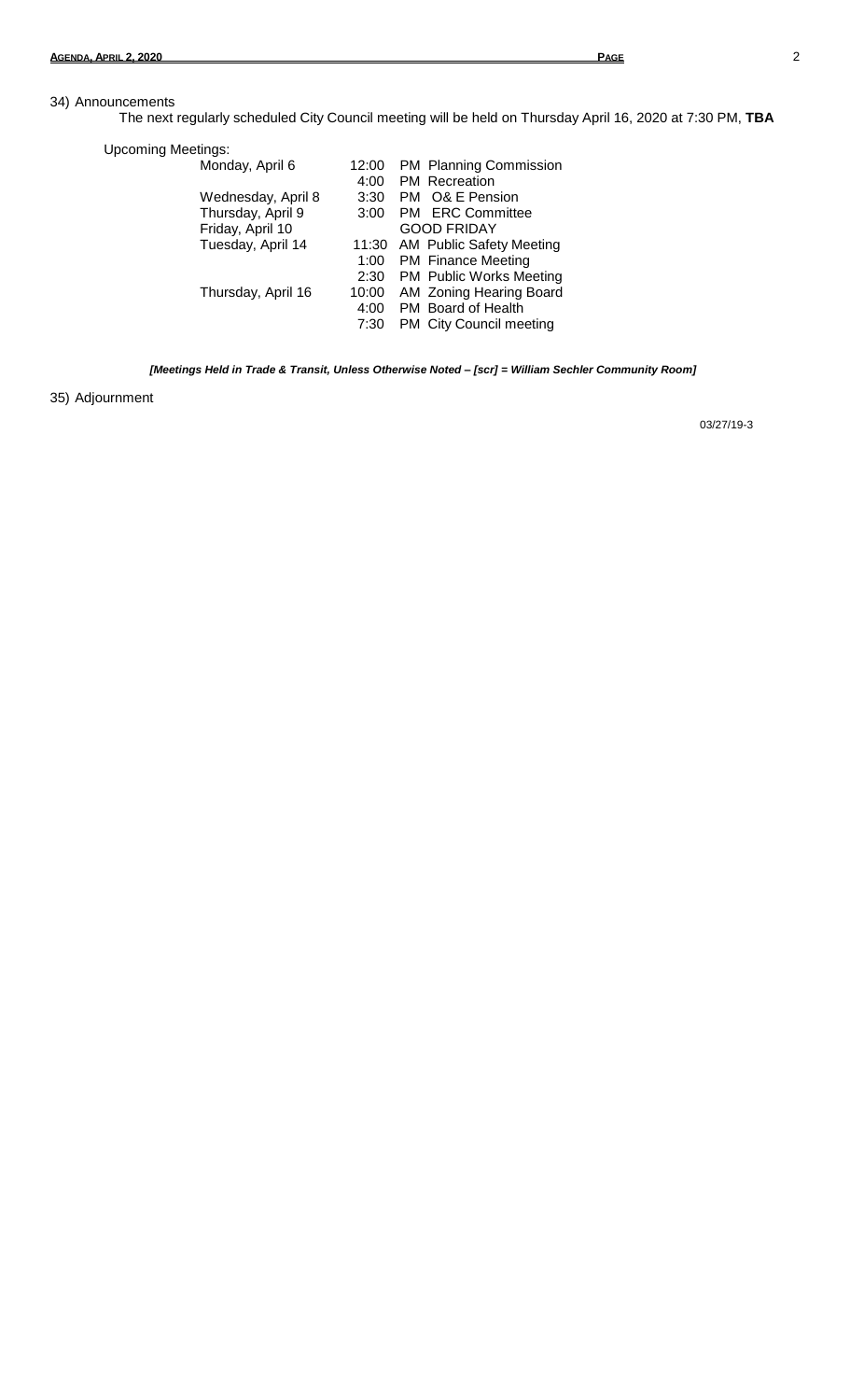34) Announcements

The next regularly scheduled City Council meeting will be held on Thursday April 16, 2020 at 7:30 PM, **TBA**

Upcoming Meetings:

| | | |
|---|---|---|
| Monday, April 6 | 12:00 | PM Planning Commission |
| | 4:00 | PM Recreation |
| Wednesday, April 8 | 3:30 | PM O& E Pension |
| Thursday, April 9 | 3:00 | PM ERC Committee |
| Friday, April 10 | | GOOD FRIDAY |
| Tuesday, April 14 | 11:30 | AM Public Safety Meeting |
| | 1:00 | PM Finance Meeting |
| | 2:30 | PM Public Works Meeting |
| Thursday, April 16 | 10:00 | AM Zoning Hearing Board |
| | 4:00 | PM Board of Health |
| | 7:30 | PM City Council meeting |

***[Meetings Held in Trade & Transit, Unless Otherwise Noted – [scr] = William Sechler Community Room]***

35) Adjournment

03/27/19-3